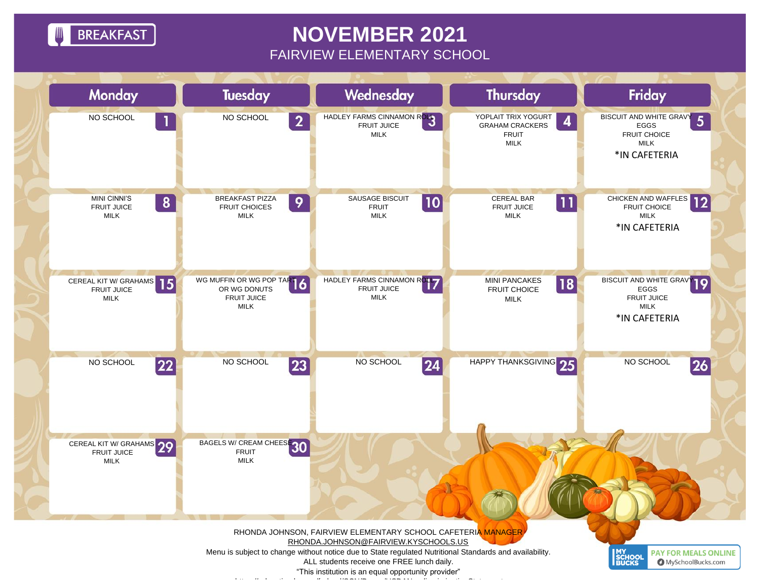BREAKFAST

# NOVEMBER 2021

## FAIRVIEW ELEMENTARY SCHOOL

| Monday | Tuesday | Wednesday | Thursday | Friday |
|---|---|---|---|---|
| **1** NO SCHOOL | **2** NO SCHOOL | **3** HADLEY FARMS CINNAMON ROLL<br>FRUIT JUICE<br>MILK | **4** YOPLAIT TRIX YOGURT<br>GRAHAM CRACKERS<br>FRUIT<br>MILK | **5** BISCUIT AND WHITE GRAVY<br>EGGS<br>FRUIT CHOICE<br>MILK<br>*IN CAFETERIA |
| **8** MINI CINNI'S<br>FRUIT JUICE<br>MILK | **9** BREAKFAST PIZZA<br>FRUIT CHOICES<br>MILK | **10** SAUSAGE BISCUIT<br>FRUIT<br>MILK | **11** CEREAL BAR<br>FRUIT JUICE<br>MILK | **12** CHICKEN AND WAFFLES<br>FRUIT CHOICE<br>MILK<br>*IN CAFETERIA |
| **15** CEREAL KIT W/ GRAHAMS<br>FRUIT JUICE<br>MILK | **16** WG MUFFIN OR WG POP TART<br>OR WG DONUTS<br>FRUIT JUICE<br>MILK | **17** HADLEY FARMS CINNAMON ROLL<br>FRUIT JUICE<br>MILK | **18** MINI PANCAKES<br>FRUIT CHOICE<br>MILK | **19** BISCUIT AND WHITE GRAVY<br>EGGS<br>FRUIT JUICE<br>MILK<br>*IN CAFETERIA |
| **22** NO SCHOOL | **23** NO SCHOOL | **24** NO SCHOOL | **25** HAPPY THANKSGIVING | **26** NO SCHOOL |
| **29** CEREAL KIT W/ GRAHAMS<br>FRUIT JUICE<br>MILK | **30** BAGELS W/ CREAM CHEESE<br>FRUIT<br>MILK | | | |

RHONDA JOHNSON, FAIRVIEW ELEMENTARY SCHOOL CAFETERIA MANAGER
RHONDA.JOHNSON@FAIRVIEW.KYSCHOOLS.US
Menu is subject to change without notice due to State regulated Nutritional Standards and availability.
ALL students receive one FREE lunch daily.
"This institution is an equal opportunity provider"

MY SCHOOL BUCKS — PAY FOR MEALS ONLINE — MySchoolBucks.com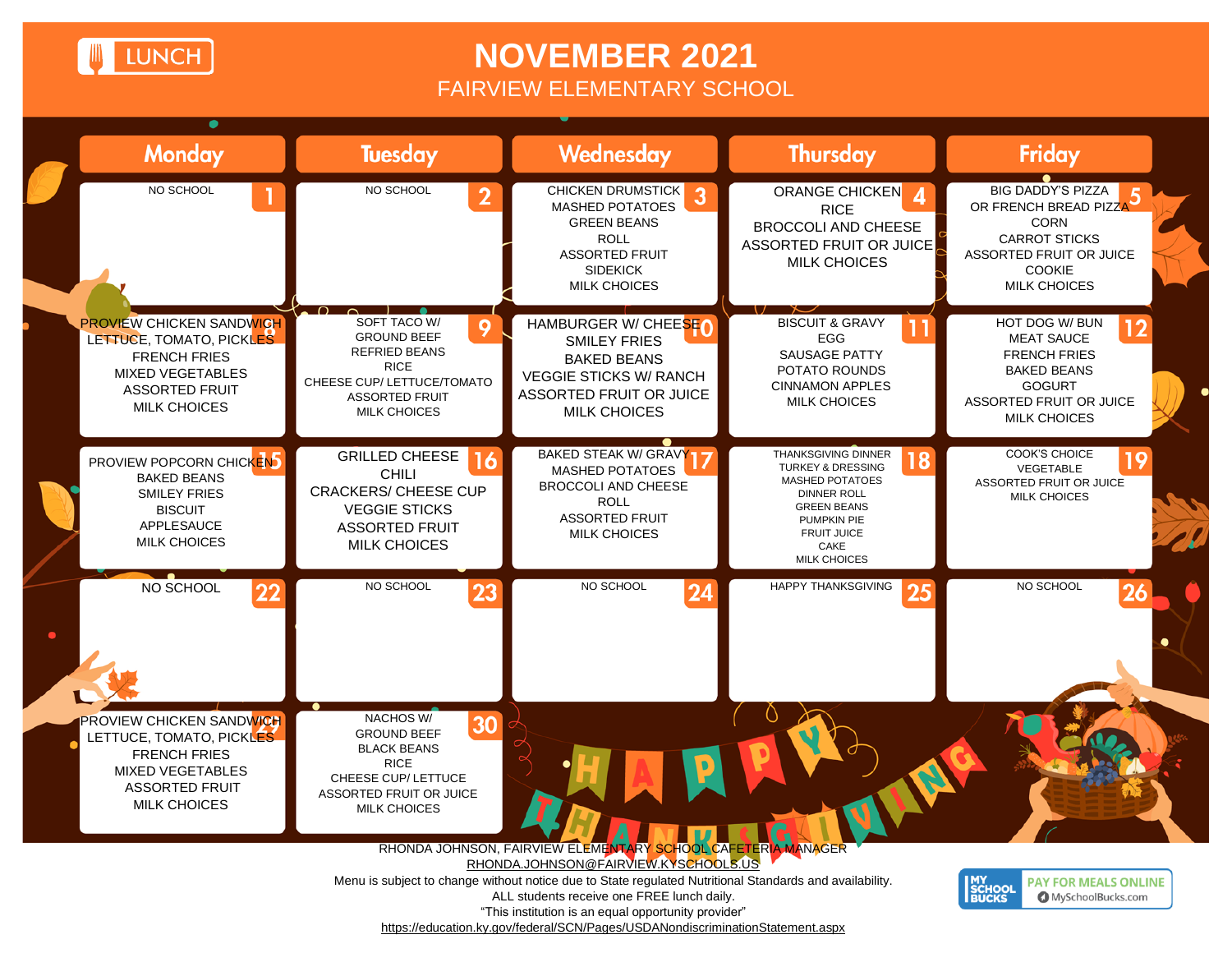LUNCH

# NOVEMBER 2021

## FAIRVIEW ELEMENTARY SCHOOL

| Monday | Tuesday | Wednesday | Thursday | Friday |
|---|---|---|---|---|
| **1** NO SCHOOL | **2** NO SCHOOL | **3** CHICKEN DRUMSTICK, MASHED POTATOES, GREEN BEANS, ROLL, ASSORTED FRUIT, SIDEKICK, MILK CHOICES | **4** ORANGE CHICKEN, RICE, BROCCOLI AND CHEESE, ASSORTED FRUIT OR JUICE, MILK CHOICES | **5** BIG DADDY'S PIZZA OR FRENCH BREAD PIZZA, CORN, CARROT STICKS, ASSORTED FRUIT OR JUICE, COOKIE, MILK CHOICES |
| **8** PROVIEW CHICKEN SANDWICH, LETTUCE, TOMATO, PICKLES, FRENCH FRIES, MIXED VEGETABLES, ASSORTED FRUIT, MILK CHOICES | **9** SOFT TACO W/ GROUND BEEF, REFRIED BEANS, RICE, CHEESE CUP/ LETTUCE/TOMATO, ASSORTED FRUIT, MILK CHOICES | **10** HAMBURGER W/ CHEESE, SMILEY FRIES, BAKED BEANS, VEGGIE STICKS W/ RANCH, ASSORTED FRUIT OR JUICE, MILK CHOICES | **11** BISCUIT & GRAVY, EGG, SAUSAGE PATTY, POTATO ROUNDS, CINNAMON APPLES, MILK CHOICES | **12** HOT DOG W/ BUN, MEAT SAUCE, FRENCH FRIES, BAKED BEANS, GOGURT, ASSORTED FRUIT OR JUICE, MILK CHOICES |
| **15** PROVIEW POPCORN CHICKEN, BAKED BEANS, SMILEY FRIES, BISCUIT, APPLESAUCE, MILK CHOICES | **16** GRILLED CHEESE, CHILI, CRACKERS/ CHEESE CUP, VEGGIE STICKS, ASSORTED FRUIT, MILK CHOICES | **17** BAKED STEAK W/ GRAVY, MASHED POTATOES, BROCCOLI AND CHEESE, ROLL, ASSORTED FRUIT, MILK CHOICES | **18** THANKSGIVING DINNER, TURKEY & DRESSING, MASHED POTATOES, DINNER ROLL, GREEN BEANS, PUMPKIN PIE, FRUIT JUICE, CAKE, MILK CHOICES | **19** COOK'S CHOICE, VEGETABLE, ASSORTED FRUIT OR JUICE, MILK CHOICES |
| **22** NO SCHOOL | **23** NO SCHOOL | **24** NO SCHOOL | **25** HAPPY THANKSGIVING | **26** NO SCHOOL |
| **29** PROVIEW CHICKEN SANDWICH, LETTUCE, TOMATO, PICKLES, FRENCH FRIES, MIXED VEGETABLES, ASSORTED FRUIT, MILK CHOICES | **30** NACHOS W/ GROUND BEEF, BLACK BEANS, RICE, CHEESE CUP/ LETTUCE, ASSORTED FRUIT OR JUICE, MILK CHOICES | | | |

HAPPY THANKSGIVING

RHONDA JOHNSON, FAIRVIEW ELEMENTARY SCHOOL CAFETERIA MANAGER
RHONDA.JOHNSON@FAIRVIEW.KYSCHOOLS.US
Menu is subject to change without notice due to State regulated Nutritional Standards and availability.
ALL students receive one FREE lunch daily.
"This institution is an equal opportunity provider"
https://education.ky.gov/federal/SCN/Pages/USDANondiscriminationStatement.aspx

MY SCHOOL BUCKS — PAY FOR MEALS ONLINE — MySchoolBucks.com